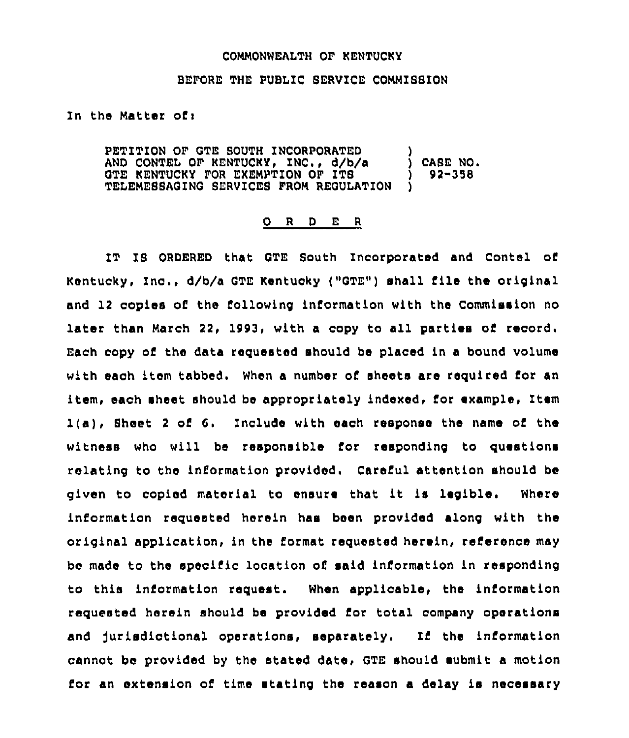COMMONWEALTH OF KENTUCKY

BEFORE THE PUBLIC SERVICE COMMISSION

In the Matter of:

| | | |
|---|---|---|
| PETITION OF GTE SOUTH INCORPORATED AND CONTEL OF KENTUCKY, INC., d/b/a GTE KENTUCKY FOR EXEMPTION OF ITS TELEMESSAGING SERVICES FROM REGULATION | ) ) ) ) | CASE NO. 92-358 |

O R D E R

IT IS ORDERED that GTE South Incorporated and Contel of Kentucky, Inc., d/b/a GTE Kentucky ("GTE") shall file the original and 12 copies of the following information with the Commission no later than March 22, 1993, with a copy to all parties of record. Each copy of the data requested should be placed in a bound volume with each item tabbed. When a number of sheets are required for an item, each sheet should be appropriately indexed, for example, Item 1(a), Sheet 2 of 6. Include with each response the name of the witness who will be responsible for responding to questions relating to the information provided. Careful attention should be given to copied material to ensure that it is legible. Where information requested herein has been provided along with the original application, in the format requested herein, reference may be made to the specific location of said information in responding to this information request. When applicable, the information requested herein should be provided for total company operations and jurisdictional operations, separately. If the information cannot be provided by the stated date, GTE should submit a motion for an extension of time stating the reason a delay is necessary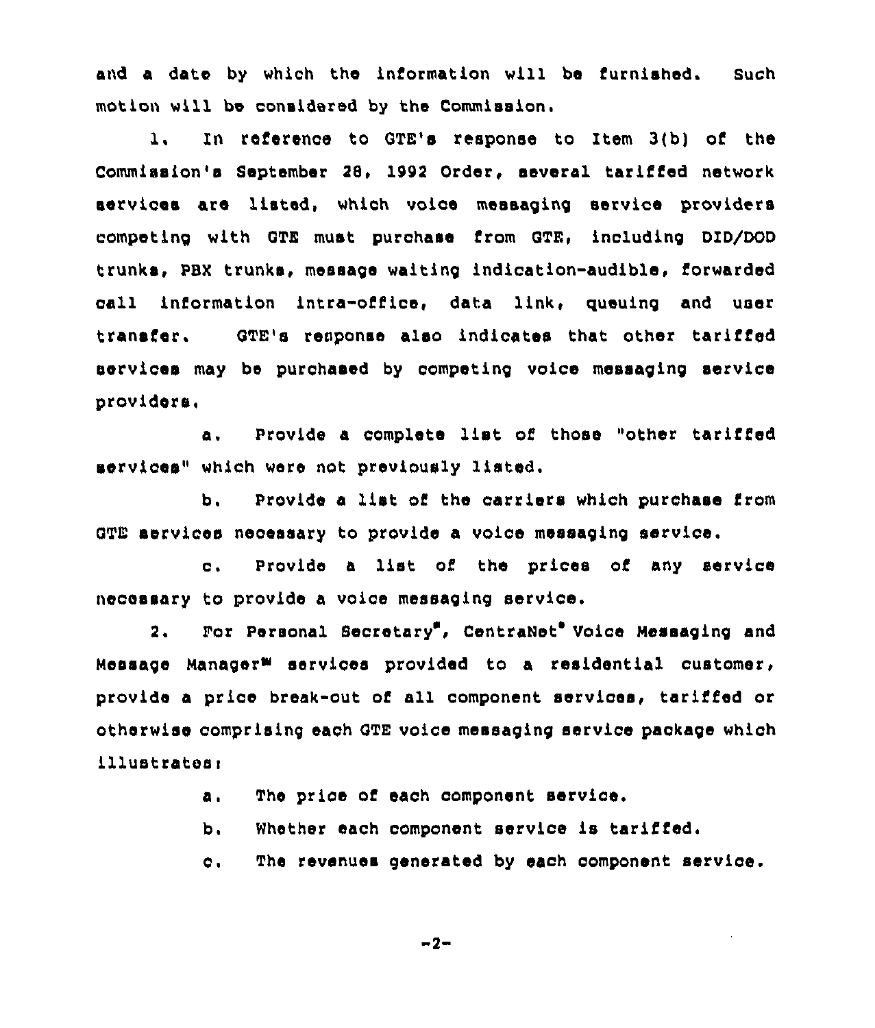and a date by which the information will be furnished. Such motion will be considered by the Commission.

1. In reference to GTE's response to Item 3(b) of the Commission's September 28, 1992 Order, several tariffed network services are listed, which voice messaging service providers competing with GTE must purchase from GTE, including DID/DOD trunks, PBX trunks, message waiting indication-audible, forwarded call information intra-office, data link, queuing and user transfer. GTE's response also indicates that other tariffed services may be purchased by competing voice messaging service providers.

   a. Provide a complete list of those "other tariffed services" which were not previously listed.

   b. Provide a list of the carriers which purchase from GTE services necessary to provide a voice messaging service.

   c. Provide a list of the prices of any service necessary to provide a voice messaging service.

2. For Personal Secretary®, CentraNet® Voice Messaging and Message Manager℠ services provided to a residential customer, provide a price break-out of all component services, tariffed or otherwise comprising each GTE voice messaging service package which illustrates:

   a. The price of each component service.

   b. Whether each component service is tariffed.

   c. The revenues generated by each component service.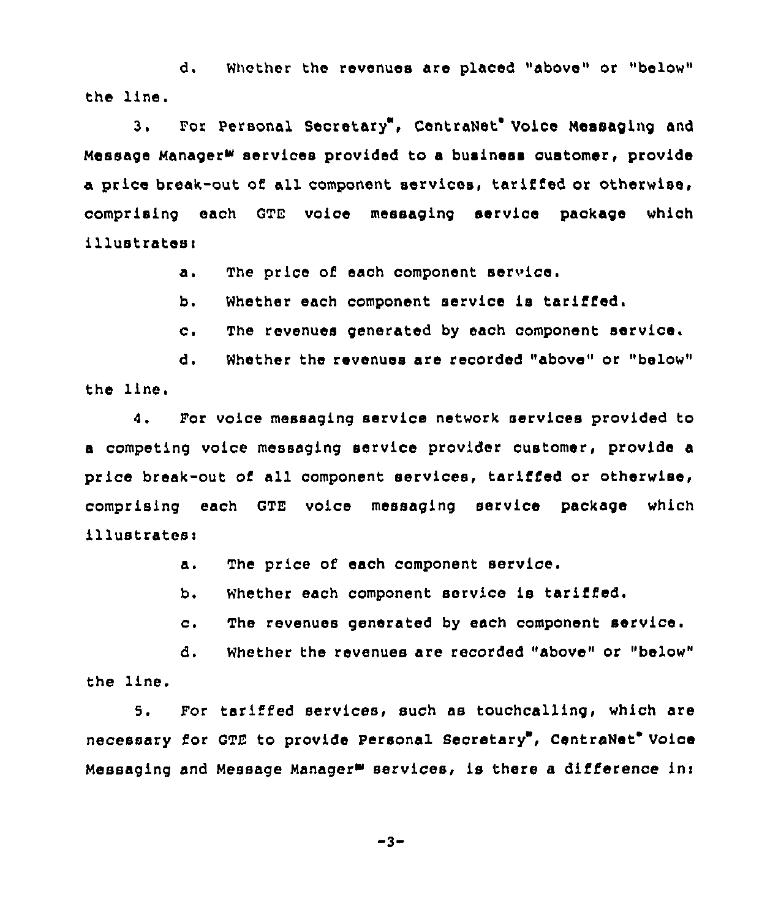d. Whether the revenues are placed "above" or "below" the line.

3. For Personal Secretary℠, CentraNet® Voice Messaging and Message Manager℠ services provided to a business customer, provide a price break-out of all component services, tariffed or otherwise, comprising each GTE voice messaging service package which illustrates:

a. The price of each component service.

b. Whether each component service is tariffed.

c. The revenues generated by each component service.

d. Whether the revenues are recorded "above" or "below" the line.

4. For voice messaging service network services provided to a competing voice messaging service provider customer, provide a price break-out of all component services, tariffed or otherwise, comprising each GTE voice messaging service package which illustrates:

a. The price of each component service.

b. Whether each component service is tariffed.

c. The revenues generated by each component service.

d. Whether the revenues are recorded "above" or "below" the line.

5. For tariffed services, such as touchcalling, which are necessary for GTE to provide Personal Secretary℠, CentraNet® Voice Messaging and Message Manager℠ services, is there a difference in: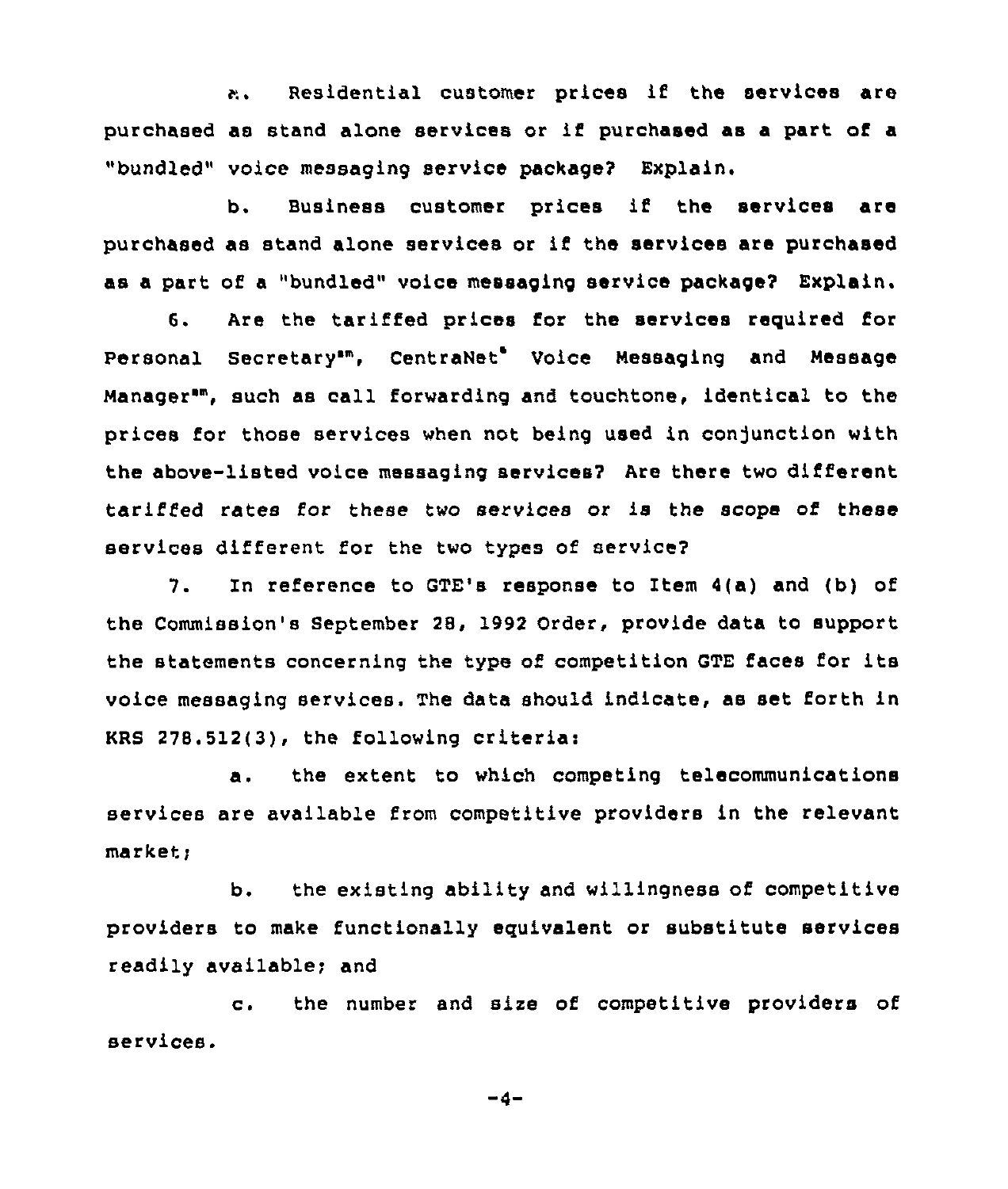a. Residential customer prices if the services are purchased as stand alone services or if purchased as a part of a "bundled" voice messaging service package? Explain.

b. Business customer prices if the services are purchased as stand alone services or if the services are purchased as a part of a "bundled" voice messaging service package? Explain.

6. Are the tariffed prices for the services required for Personal Secretary℠, CentraNet® Voice Messaging and Message Manager℠, such as call forwarding and touchtone, identical to the prices for those services when not being used in conjunction with the above-listed voice messaging services? Are there two different tariffed rates for these two services or is the scope of these services different for the two types of service?

7. In reference to GTE's response to Item 4(a) and (b) of the Commission's September 28, 1992 Order, provide data to support the statements concerning the type of competition GTE faces for its voice messaging services. The data should indicate, as set forth in KRS 278.512(3), the following criteria:

a. the extent to which competing telecommunications services are available from competitive providers in the relevant market;

b. the existing ability and willingness of competitive providers to make functionally equivalent or substitute services readily available; and

c. the number and size of competitive providers of services.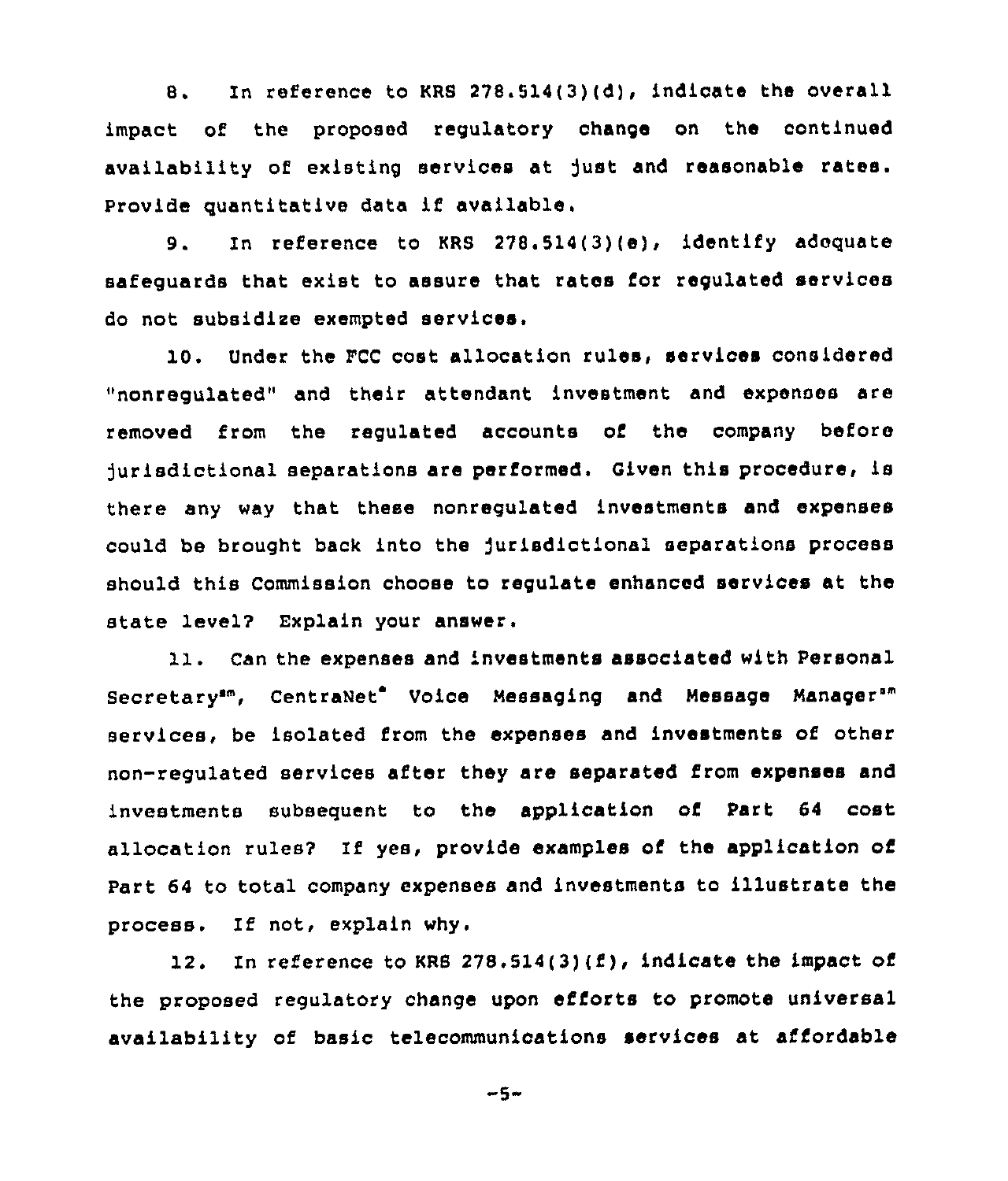8. In reference to KRS 278.514(3)(d), indicate the overall impact of the proposed regulatory change on the continued availability of existing services at just and reasonable rates. Provide quantitative data if available.

9. In reference to KRS 278.514(3)(e), identify adequate safeguards that exist to assure that rates for regulated services do not subsidize exempted services.

10. Under the FCC cost allocation rules, services considered "nonregulated" and their attendant investment and expenses are removed from the regulated accounts of the company before jurisdictional separations are performed. Given this procedure, is there any way that these nonregulated investments and expenses could be brought back into the jurisdictional separations process should this Commission choose to regulate enhanced services at the state level? Explain your answer.

11. Can the expenses and investments associated with Personal Secretary℠, CentraNet® Voice Messaging and Message Manager℠ services, be isolated from the expenses and investments of other non-regulated services after they are separated from expenses and investments subsequent to the application of Part 64 cost allocation rules? If yes, provide examples of the application of Part 64 to total company expenses and investments to illustrate the process. If not, explain why.

12. In reference to KRS 278.514(3)(f), indicate the impact of the proposed regulatory change upon efforts to promote universal availability of basic telecommunications services at affordable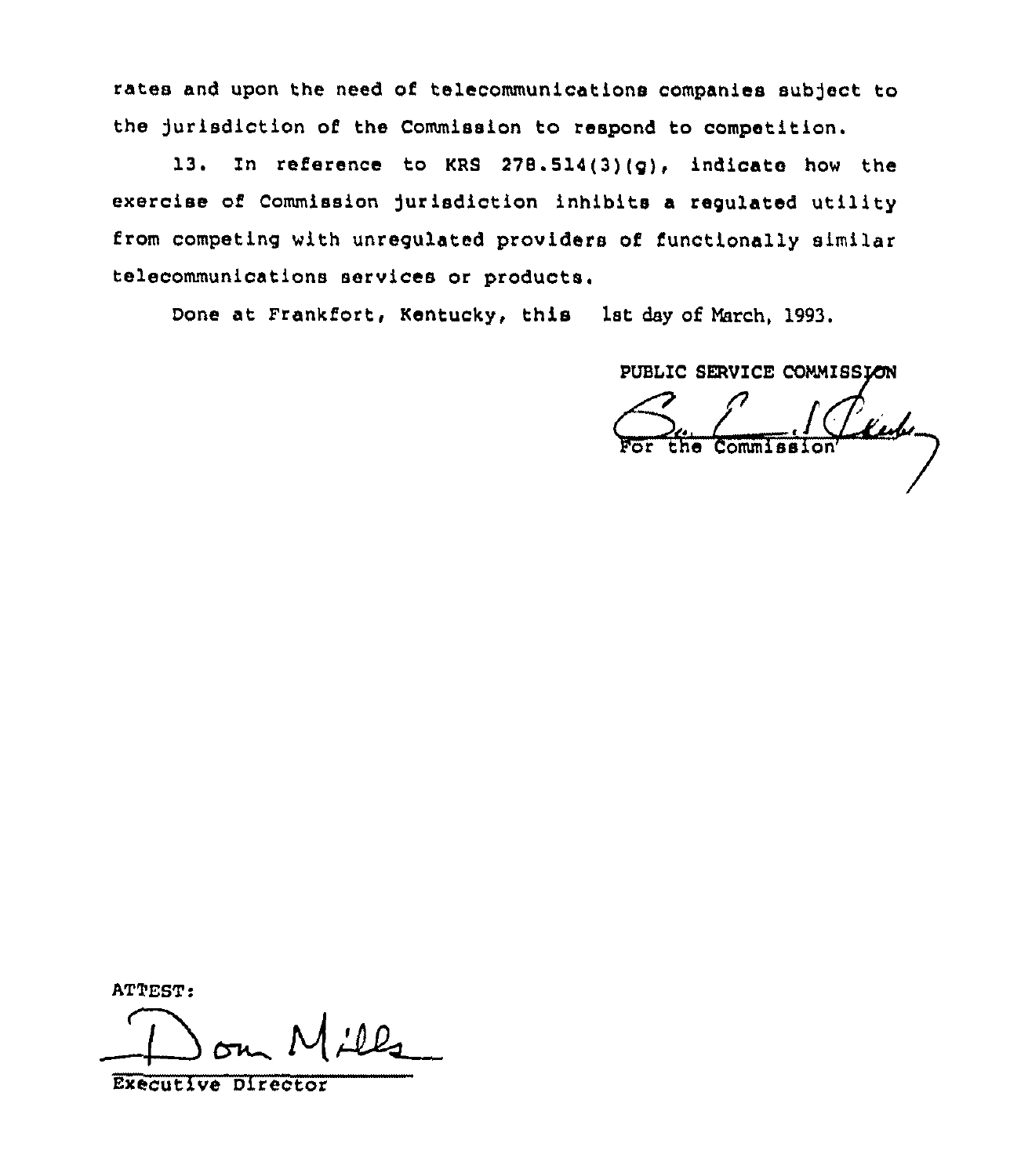rates and upon the need of telecommunications companies subject to the jurisdiction of the Commission to respond to competition.

13. In reference to KRS 278.514(3)(g), indicate how the exercise of Commission jurisdiction inhibits a regulated utility from competing with unregulated providers of functionally similar telecommunications services or products.

Done at Frankfort, Kentucky, this 1st day of March, 1993.

PUBLIC SERVICE COMMISSION

For the Commission

ATTEST:

Executive Director